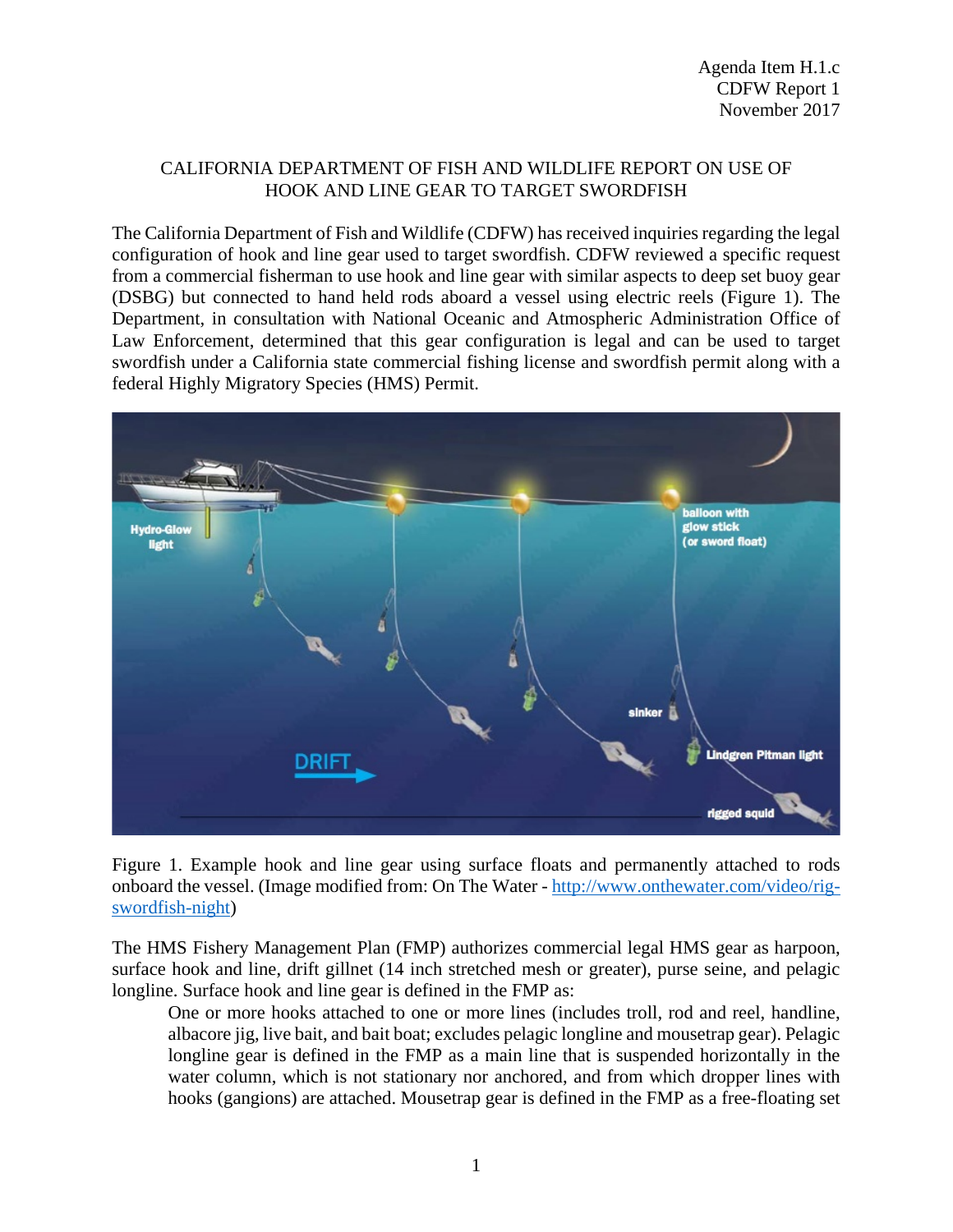Agenda Item H.1.c
CDFW Report 1
November 2017

# CALIFORNIA DEPARTMENT OF FISH AND WILDLIFE REPORT ON USE OF HOOK AND LINE GEAR TO TARGET SWORDFISH

The California Department of Fish and Wildlife (CDFW) has received inquiries regarding the legal configuration of hook and line gear used to target swordfish. CDFW reviewed a specific request from a commercial fisherman to use hook and line gear with similar aspects to deep set buoy gear (DSBG) but connected to hand held rods aboard a vessel using electric reels (Figure 1). The Department, in consultation with National Oceanic and Atmospheric Administration Office of Law Enforcement, determined that this gear configuration is legal and can be used to target swordfish under a California state commercial fishing license and swordfish permit along with a federal Highly Migratory Species (HMS) Permit.

Figure 1. Example hook and line gear using surface floats and permanently attached to rods onboard the vessel. (Image modified from: On The Water - [http://www.onthewater.com/video/rig-swordfish-night](http://www.onthewater.com/video/rig-swordfish-night))

The HMS Fishery Management Plan (FMP) authorizes commercial legal HMS gear as harpoon, surface hook and line, drift gillnet (14 inch stretched mesh or greater), purse seine, and pelagic longline. Surface hook and line gear is defined in the FMP as:

> One or more hooks attached to one or more lines (includes troll, rod and reel, handline, albacore jig, live bait, and bait boat; excludes pelagic longline and mousetrap gear). Pelagic longline gear is defined in the FMP as a main line that is suspended horizontally in the water column, which is not stationary nor anchored, and from which dropper lines with hooks (gangions) are attached. Mousetrap gear is defined in the FMP as a free-floating set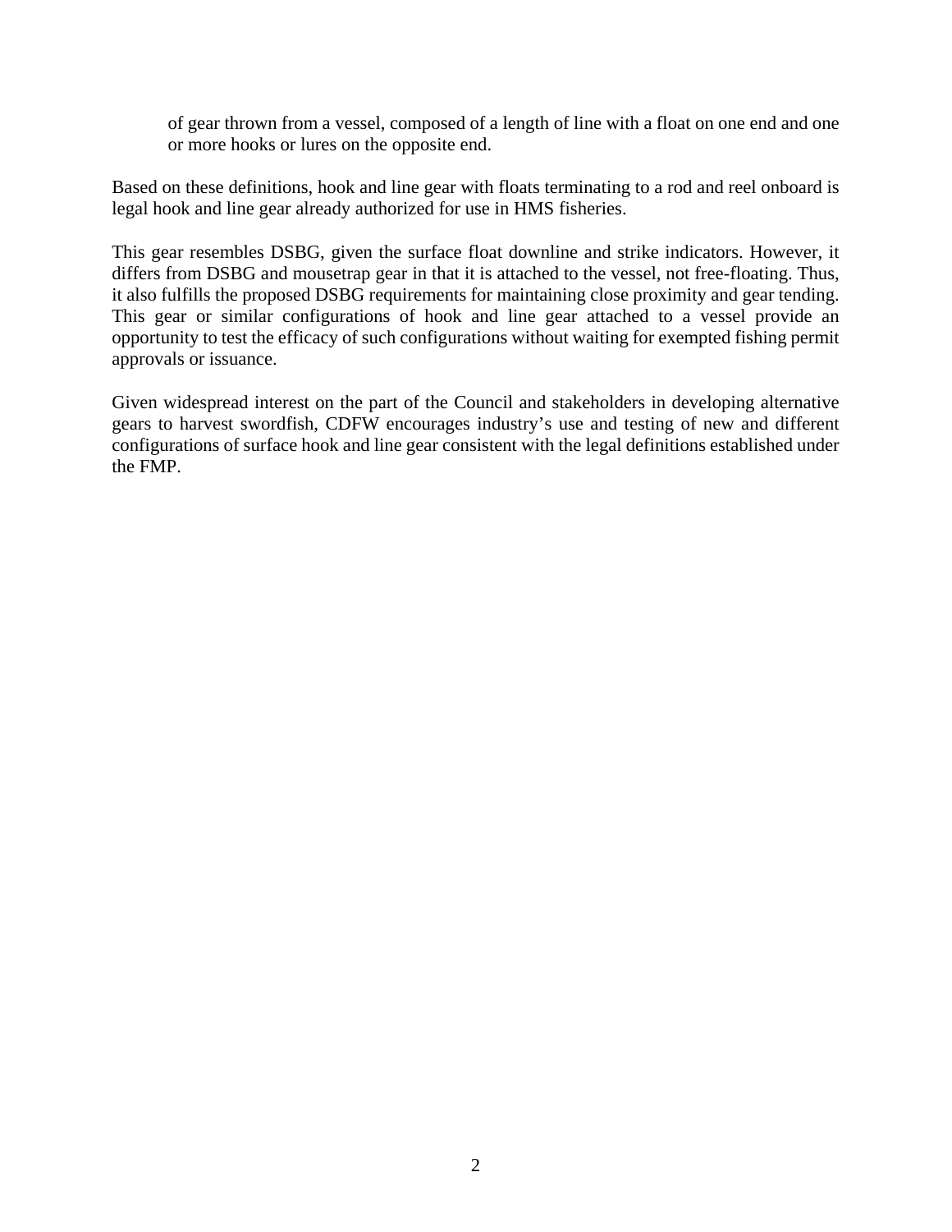of gear thrown from a vessel, composed of a length of line with a float on one end and one or more hooks or lures on the opposite end.

Based on these definitions, hook and line gear with floats terminating to a rod and reel onboard is legal hook and line gear already authorized for use in HMS fisheries.

This gear resembles DSBG, given the surface float downline and strike indicators. However, it differs from DSBG and mousetrap gear in that it is attached to the vessel, not free-floating. Thus, it also fulfills the proposed DSBG requirements for maintaining close proximity and gear tending. This gear or similar configurations of hook and line gear attached to a vessel provide an opportunity to test the efficacy of such configurations without waiting for exempted fishing permit approvals or issuance.

Given widespread interest on the part of the Council and stakeholders in developing alternative gears to harvest swordfish, CDFW encourages industry's use and testing of new and different configurations of surface hook and line gear consistent with the legal definitions established under the FMP.